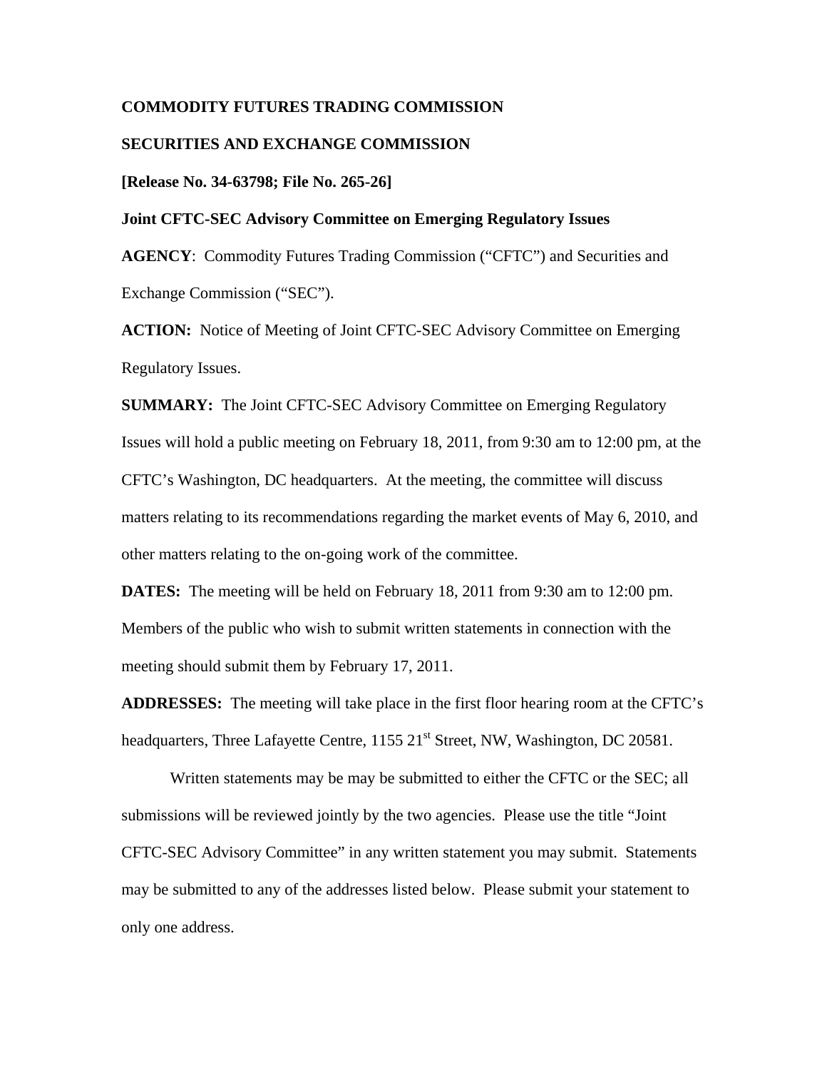**COMMODITY FUTURES TRADING COMMISSION**

**SECURITIES AND EXCHANGE COMMISSION**

**[Release No. 34-63798; File No. 265-26]**

**Joint CFTC-SEC Advisory Committee on Emerging Regulatory Issues**

**AGENCY**: Commodity Futures Trading Commission ("CFTC") and Securities and Exchange Commission ("SEC").

**ACTION:** Notice of Meeting of Joint CFTC-SEC Advisory Committee on Emerging Regulatory Issues.

**SUMMARY:** The Joint CFTC-SEC Advisory Committee on Emerging Regulatory Issues will hold a public meeting on February 18, 2011, from 9:30 am to 12:00 pm, at the CFTC's Washington, DC headquarters. At the meeting, the committee will discuss matters relating to its recommendations regarding the market events of May 6, 2010, and other matters relating to the on-going work of the committee.

**DATES:** The meeting will be held on February 18, 2011 from 9:30 am to 12:00 pm. Members of the public who wish to submit written statements in connection with the meeting should submit them by February 17, 2011.

**ADDRESSES:** The meeting will take place in the first floor hearing room at the CFTC's headquarters, Three Lafayette Centre, 1155 21st Street, NW, Washington, DC 20581.

Written statements may be may be submitted to either the CFTC or the SEC; all submissions will be reviewed jointly by the two agencies. Please use the title "Joint CFTC-SEC Advisory Committee" in any written statement you may submit. Statements may be submitted to any of the addresses listed below. Please submit your statement to only one address.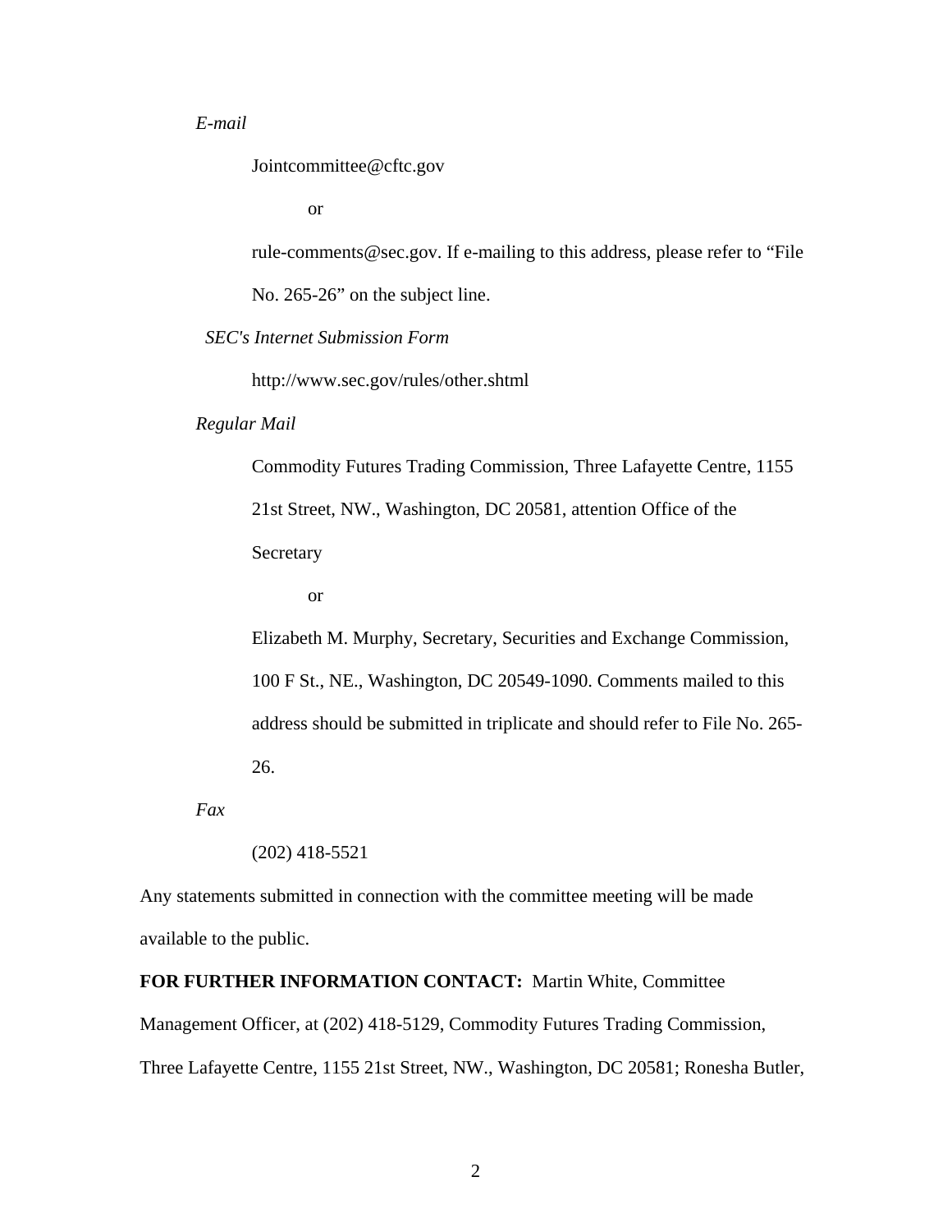*E-mail*

Jointcommittee@cftc.gov

or

rule-comments@sec.gov. If e-mailing to this address, please refer to "File No. 265-26" on the subject line.

*SEC's Internet Submission Form*

http://www.sec.gov/rules/other.shtml

*Regular Mail*

Commodity Futures Trading Commission, Three Lafayette Centre, 1155 21st Street, NW., Washington, DC 20581, attention Office of the Secretary

or

Elizabeth M. Murphy, Secretary, Securities and Exchange Commission, 100 F St., NE., Washington, DC 20549-1090. Comments mailed to this address should be submitted in triplicate and should refer to File No. 265-26.

*Fax*

(202) 418-5521

Any statements submitted in connection with the committee meeting will be made available to the public.

**FOR FURTHER INFORMATION CONTACT:** Martin White, Committee Management Officer, at (202) 418-5129, Commodity Futures Trading Commission, Three Lafayette Centre, 1155 21st Street, NW., Washington, DC 20581; Ronesha Butler,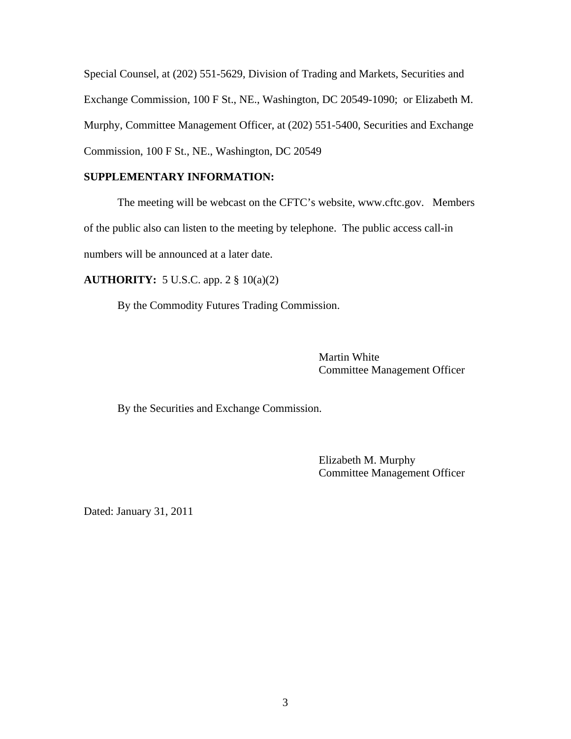Special Counsel, at (202) 551-5629, Division of Trading and Markets, Securities and Exchange Commission, 100 F St., NE., Washington, DC 20549-1090; or Elizabeth M. Murphy, Committee Management Officer, at (202) 551-5400, Securities and Exchange Commission, 100 F St., NE., Washington, DC 20549

**SUPPLEMENTARY INFORMATION:**

The meeting will be webcast on the CFTC's website, www.cftc.gov. Members of the public also can listen to the meeting by telephone. The public access call-in numbers will be announced at a later date.

**AUTHORITY:** 5 U.S.C. app. 2 § 10(a)(2)

By the Commodity Futures Trading Commission.

Martin White
Committee Management Officer

By the Securities and Exchange Commission.

Elizabeth M. Murphy
Committee Management Officer

Dated: January 31, 2011